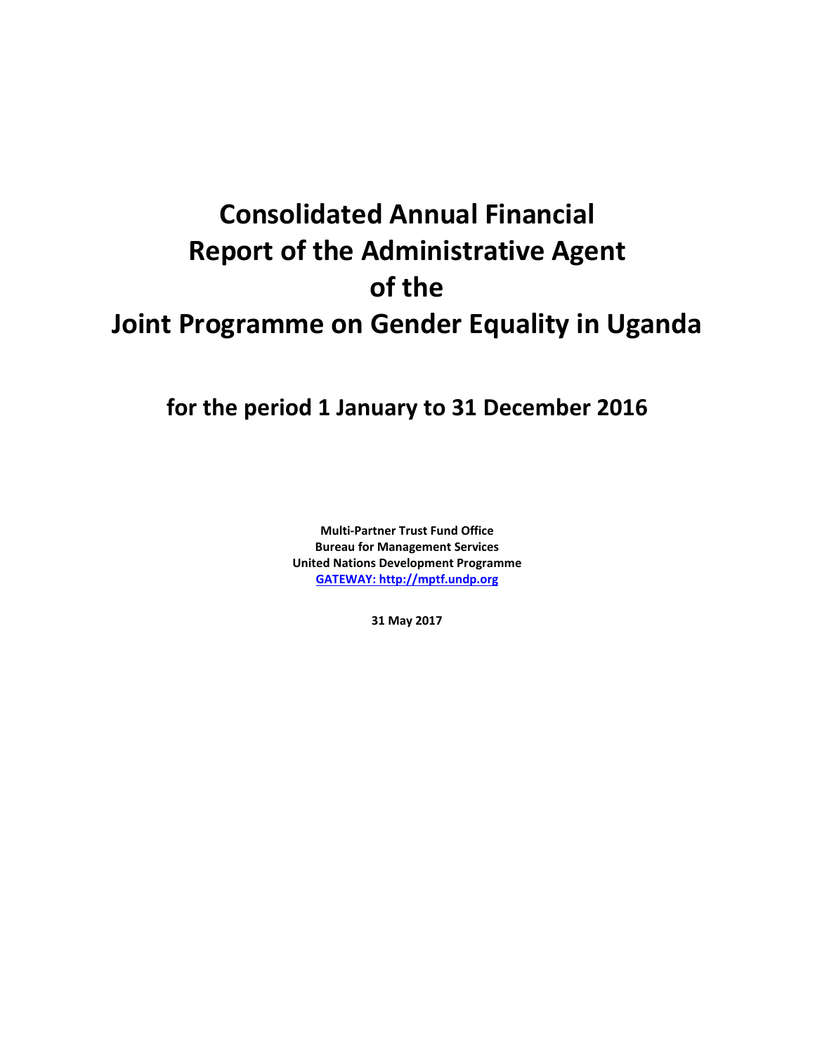# Consolidated Annual Financial Report of the Administrative Agent of the Joint Programme on Gender Equality in Uganda

## for the period 1 January to 31 December 2016

**Multi-Partner Trust Fund Office**
**Bureau for Management Services**
**United Nations Development Programme**
**GATEWAY: http://mptf.undp.org**

**31 May 2017**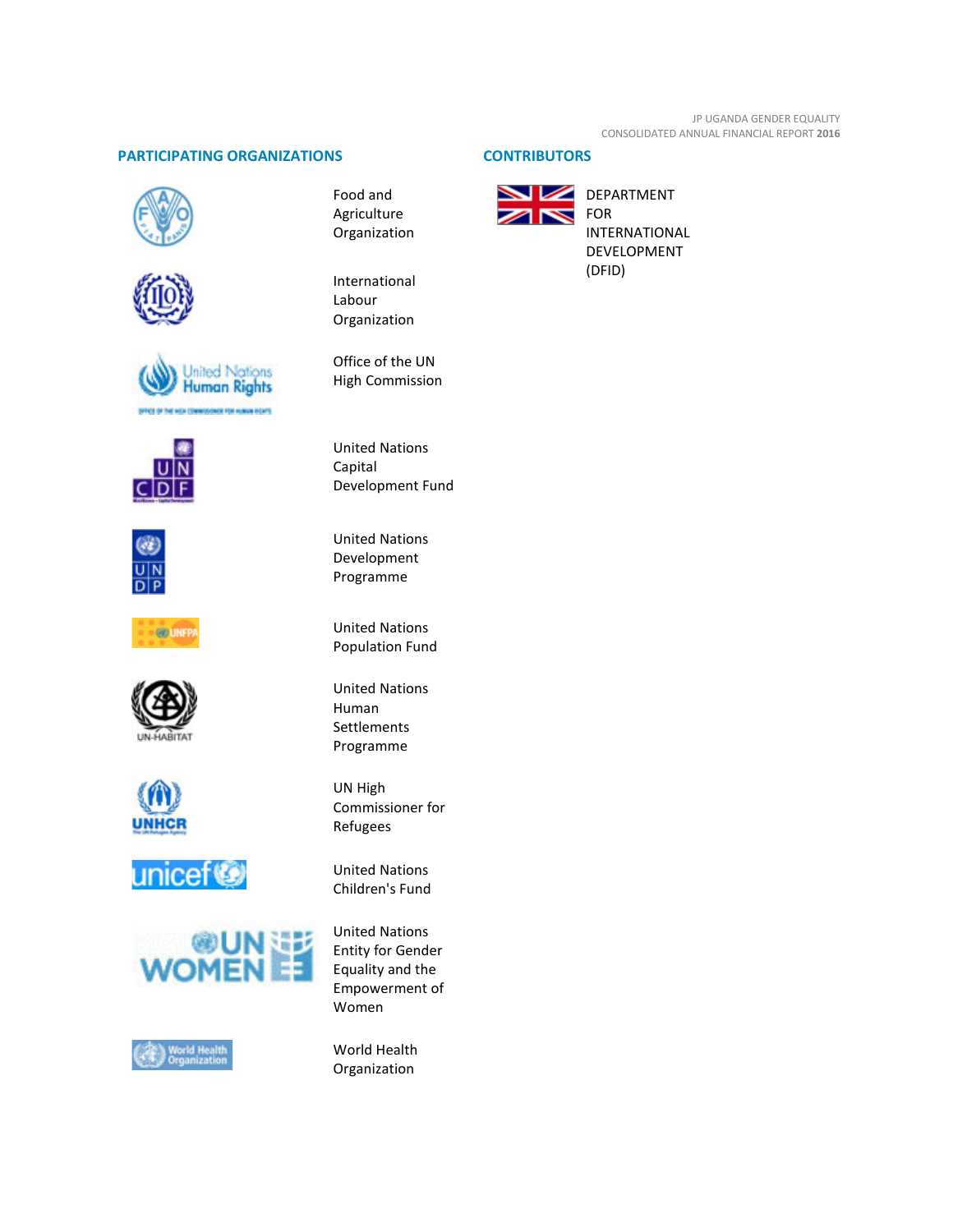## PARTICIPATING ORGANIZATIONS

- Food and Agriculture Organization
- International Labour Organization
- Office of the UN High Commission
- United Nations Capital Development Fund
- United Nations Development Programme
- United Nations Population Fund
- United Nations Human Settlements Programme
- UN High Commissioner for Refugees
- United Nations Children's Fund
- United Nations Entity for Gender Equality and the Empowerment of Women
- World Health Organization

## CONTRIBUTORS

- DEPARTMENT FOR INTERNATIONAL DEVELOPMENT (DFID)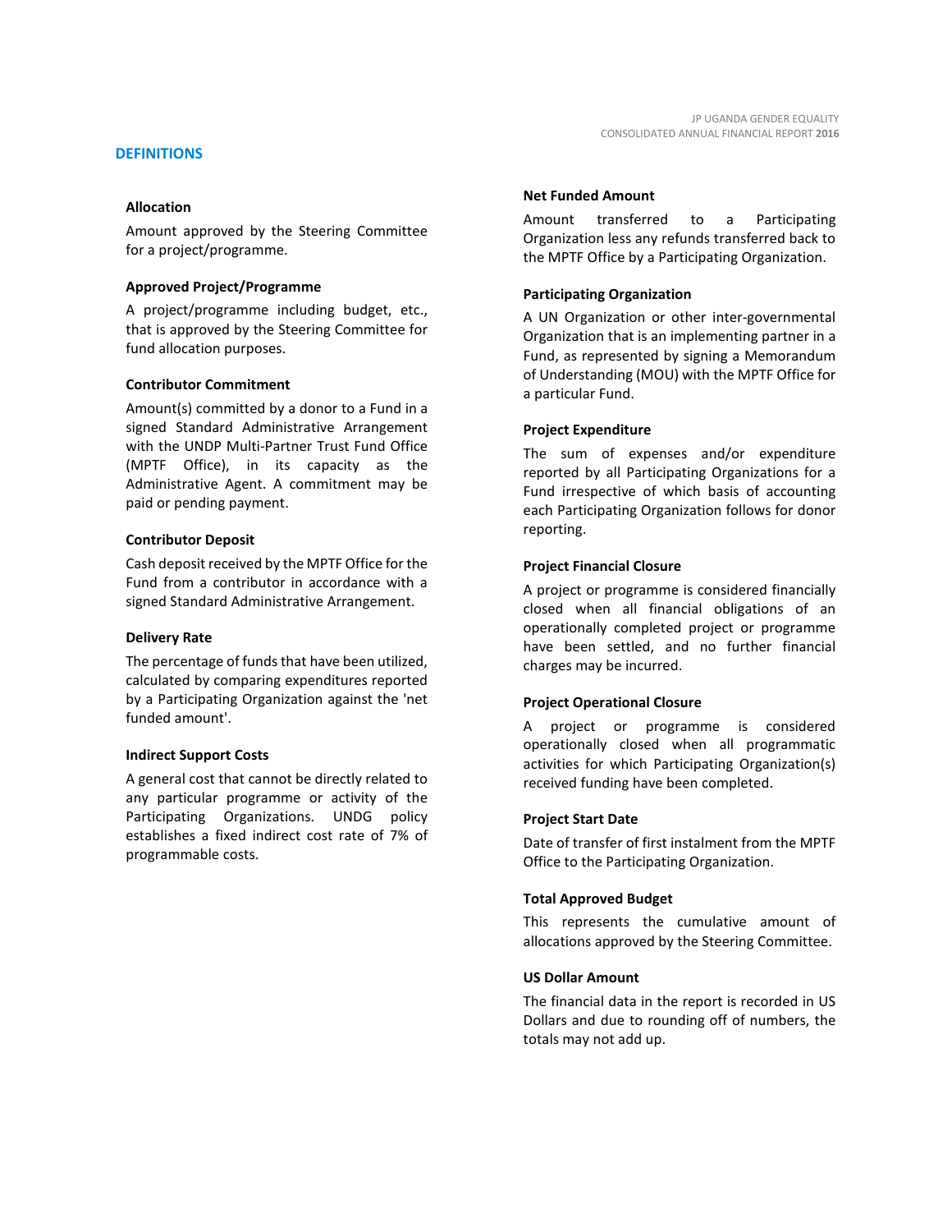## DEFINITIONS

**Allocation**

Amount approved by the Steering Committee for a project/programme.

**Approved Project/Programme**

A project/programme including budget, etc., that is approved by the Steering Committee for fund allocation purposes.

**Contributor Commitment**

Amount(s) committed by a donor to a Fund in a signed Standard Administrative Arrangement with the UNDP Multi-Partner Trust Fund Office (MPTF Office), in its capacity as the Administrative Agent. A commitment may be paid or pending payment.

**Contributor Deposit**

Cash deposit received by the MPTF Office for the Fund from a contributor in accordance with a signed Standard Administrative Arrangement.

**Delivery Rate**

The percentage of funds that have been utilized, calculated by comparing expenditures reported by a Participating Organization against the 'net funded amount'.

**Indirect Support Costs**

A general cost that cannot be directly related to any particular programme or activity of the Participating Organizations. UNDG policy establishes a fixed indirect cost rate of 7% of programmable costs.

**Net Funded Amount**

Amount transferred to a Participating Organization less any refunds transferred back to the MPTF Office by a Participating Organization.

**Participating Organization**

A UN Organization or other inter-governmental Organization that is an implementing partner in a Fund, as represented by signing a Memorandum of Understanding (MOU) with the MPTF Office for a particular Fund.

**Project Expenditure**

The sum of expenses and/or expenditure reported by all Participating Organizations for a Fund irrespective of which basis of accounting each Participating Organization follows for donor reporting.

**Project Financial Closure**

A project or programme is considered financially closed when all financial obligations of an operationally completed project or programme have been settled, and no further financial charges may be incurred.

**Project Operational Closure**

A project or programme is considered operationally closed when all programmatic activities for which Participating Organization(s) received funding have been completed.

**Project Start Date**

Date of transfer of first instalment from the MPTF Office to the Participating Organization.

**Total Approved Budget**

This represents the cumulative amount of allocations approved by the Steering Committee.

**US Dollar Amount**

The financial data in the report is recorded in US Dollars and due to rounding off of numbers, the totals may not add up.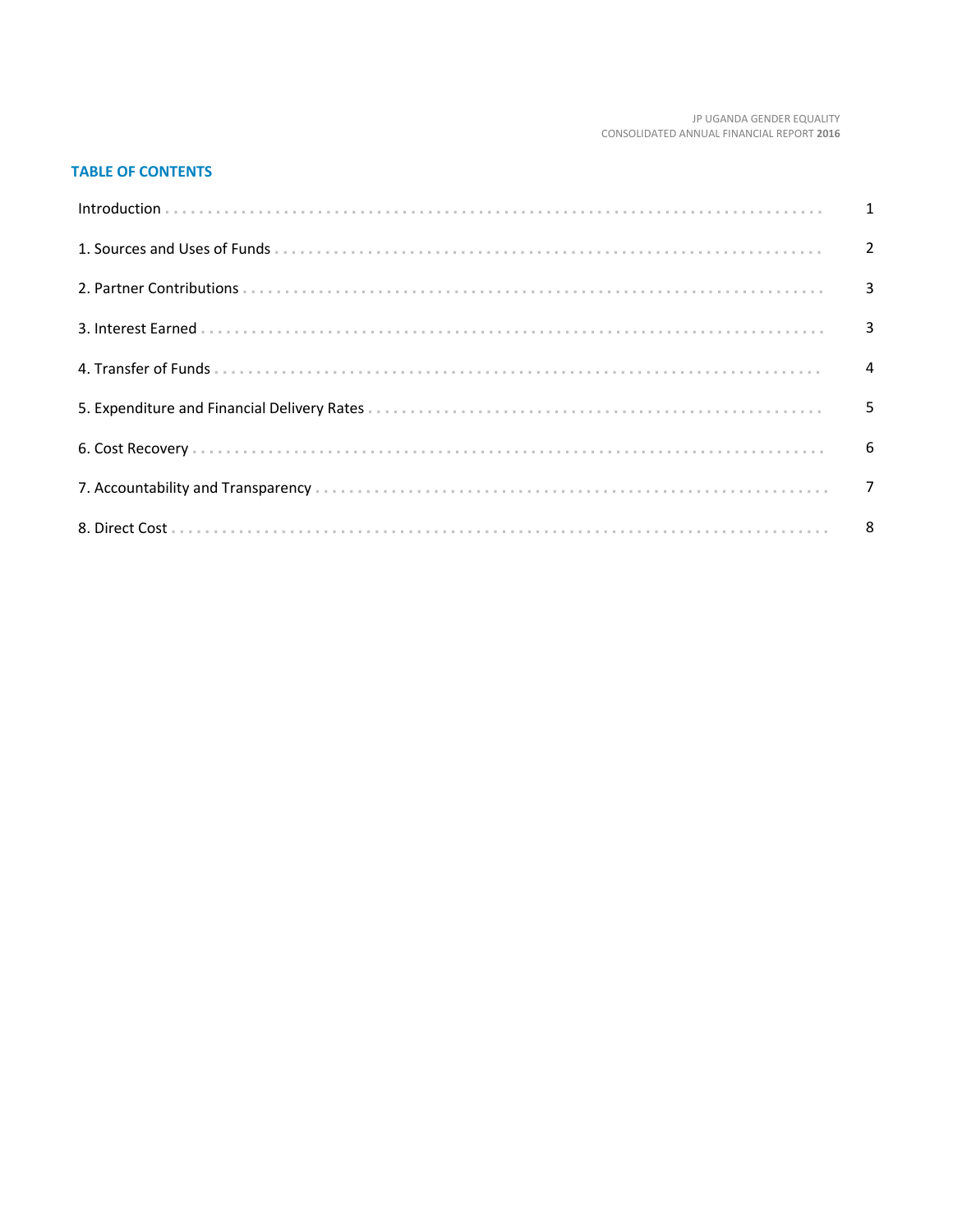## TABLE OF CONTENTS

| | |
|---|---|
| Introduction | 1 |
| 1. Sources and Uses of Funds | 2 |
| 2. Partner Contributions | 3 |
| 3. Interest Earned | 3 |
| 4. Transfer of Funds | 4 |
| 5. Expenditure and Financial Delivery Rates | 5 |
| 6. Cost Recovery | 6 |
| 7. Accountability and Transparency | 7 |
| 8. Direct Cost | 8 |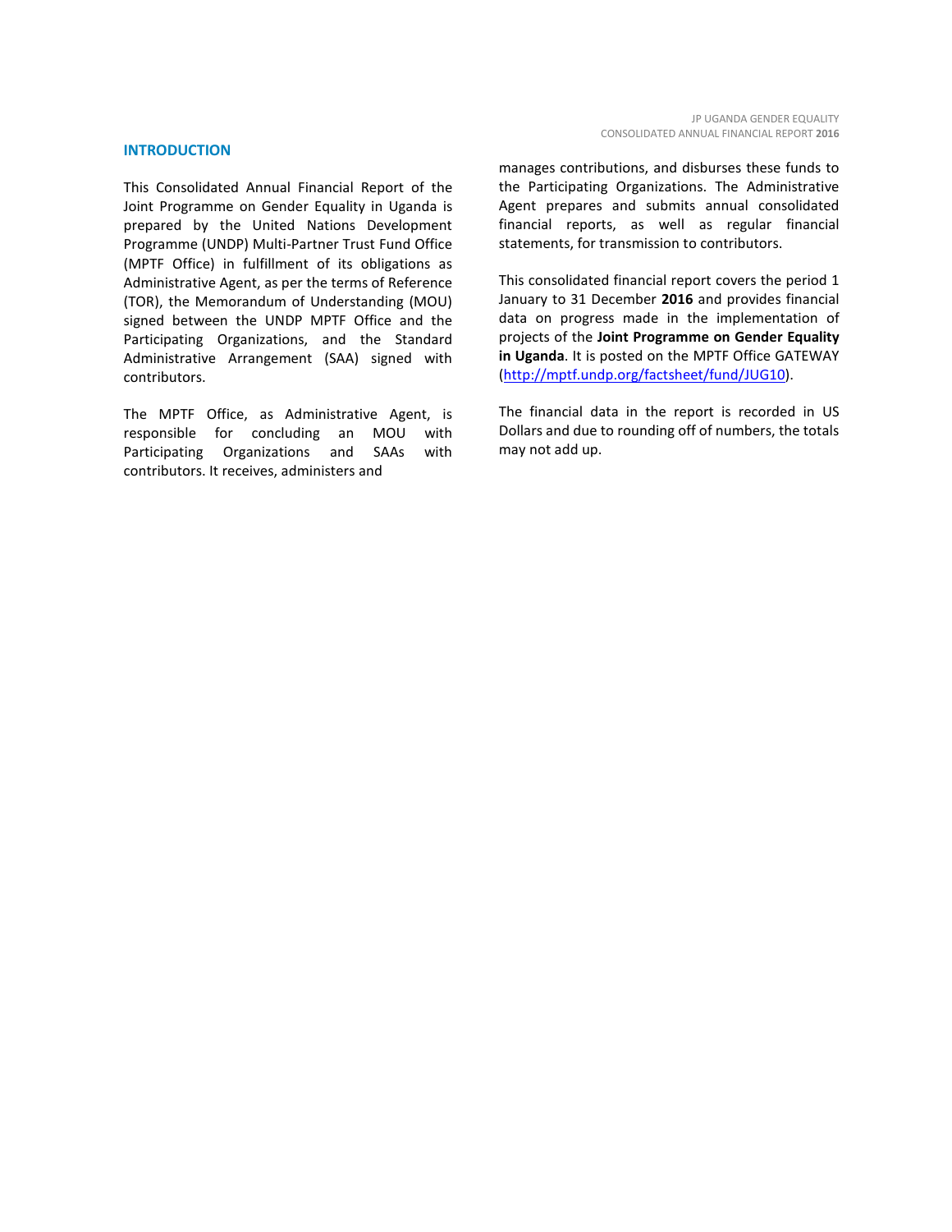## INTRODUCTION

This Consolidated Annual Financial Report of the Joint Programme on Gender Equality in Uganda is prepared by the United Nations Development Programme (UNDP) Multi-Partner Trust Fund Office (MPTF Office) in fulfillment of its obligations as Administrative Agent, as per the terms of Reference (TOR), the Memorandum of Understanding (MOU) signed between the UNDP MPTF Office and the Participating Organizations, and the Standard Administrative Arrangement (SAA) signed with contributors.

The MPTF Office, as Administrative Agent, is responsible for concluding an MOU with Participating Organizations and SAAs with contributors. It receives, administers and manages contributions, and disburses these funds to the Participating Organizations. The Administrative Agent prepares and submits annual consolidated financial reports, as well as regular financial statements, for transmission to contributors.

This consolidated financial report covers the period 1 January to 31 December **2016** and provides financial data on progress made in the implementation of projects of the **Joint Programme on Gender Equality in Uganda**. It is posted on the MPTF Office GATEWAY (http://mptf.undp.org/factsheet/fund/JUG10).

The financial data in the report is recorded in US Dollars and due to rounding off of numbers, the totals may not add up.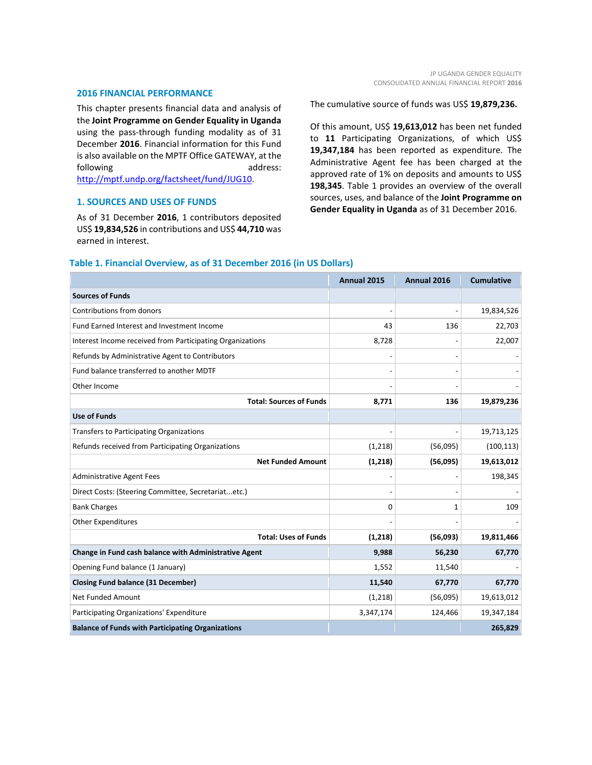## 2016 FINANCIAL PERFORMANCE

This chapter presents financial data and analysis of the **Joint Programme on Gender Equality in Uganda** using the pass-through funding modality as of 31 December **2016**. Financial information for this Fund is also available on the MPTF Office GATEWAY, at the following address: [http://mptf.undp.org/factsheet/fund/JUG10](http://mptf.undp.org/factsheet/fund/JUG10).

### 1. SOURCES AND USES OF FUNDS

As of 31 December **2016**, 1 contributors deposited US$ **19,834,526** in contributions and US$ **44,710** was earned in interest.

The cumulative source of funds was US$ **19,879,236.**

Of this amount, US$ **19,613,012** has been net funded to **11** Participating Organizations, of which US$ **19,347,184** has been reported as expenditure. The Administrative Agent fee has been charged at the approved rate of 1% on deposits and amounts to US$ **198,345**. Table 1 provides an overview of the overall sources, uses, and balance of the **Joint Programme on Gender Equality in Uganda** as of 31 December 2016.

**Table 1. Financial Overview, as of 31 December 2016 (in US Dollars)**

| | Annual 2015 | Annual 2016 | Cumulative |
|---|---|---|---|
| **Sources of Funds** | | | |
| Contributions from donors | - | - | 19,834,526 |
| Fund Earned Interest and Investment Income | 43 | 136 | 22,703 |
| Interest Income received from Participating Organizations | 8,728 | - | 22,007 |
| Refunds by Administrative Agent to Contributors | - | - | - |
| Fund balance transferred to another MDTF | - | - | - |
| Other Income | - | - | - |
| **Total: Sources of Funds** | **8,771** | **136** | **19,879,236** |
| **Use of Funds** | | | |
| Transfers to Participating Organizations | - | - | 19,713,125 |
| Refunds received from Participating Organizations | (1,218) | (56,095) | (100,113) |
| **Net Funded Amount** | **(1,218)** | **(56,095)** | **19,613,012** |
| Administrative Agent Fees | - | - | 198,345 |
| Direct Costs: (Steering Committee, Secretariat...etc.) | - | - | - |
| Bank Charges | 0 | 1 | 109 |
| Other Expenditures | - | - | - |
| **Total: Uses of Funds** | **(1,218)** | **(56,093)** | **19,811,466** |
| **Change in Fund cash balance with Administrative Agent** | **9,988** | **56,230** | **67,770** |
| Opening Fund balance (1 January) | 1,552 | 11,540 | - |
| **Closing Fund balance (31 December)** | **11,540** | **67,770** | **67,770** |
| Net Funded Amount | (1,218) | (56,095) | 19,613,012 |
| Participating Organizations' Expenditure | 3,347,174 | 124,466 | 19,347,184 |
| **Balance of Funds with Participating Organizations** | | | **265,829** |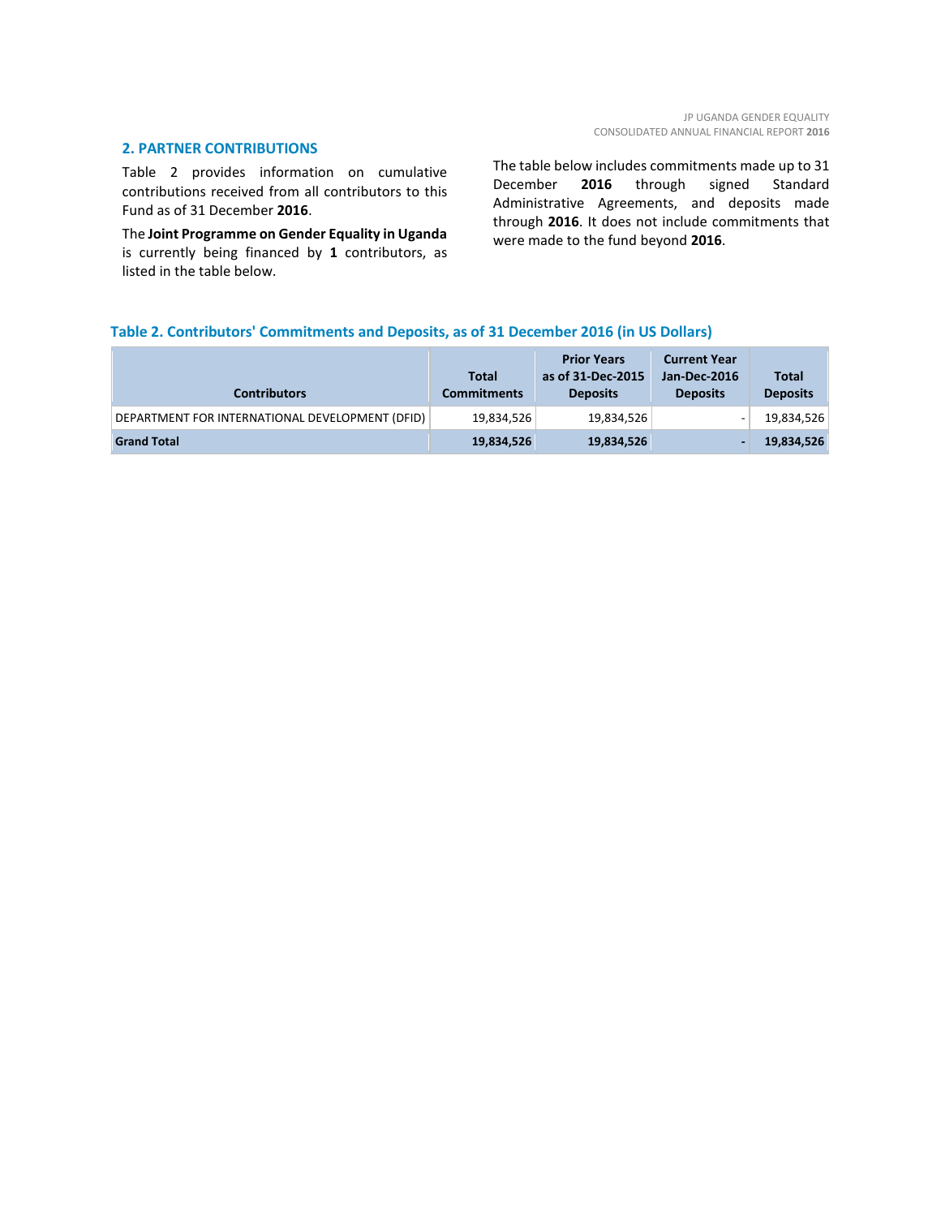## 2. PARTNER CONTRIBUTIONS

Table 2 provides information on cumulative contributions received from all contributors to this Fund as of 31 December **2016**.

The **Joint Programme on Gender Equality in Uganda** is currently being financed by **1** contributors, as listed in the table below.

The table below includes commitments made up to 31 December **2016** through signed Standard Administrative Agreements, and deposits made through **2016**. It does not include commitments that were made to the fund beyond **2016**.

**Table 2. Contributors' Commitments and Deposits, as of 31 December 2016 (in US Dollars)**

| Contributors | Total Commitments | Prior Years as of 31-Dec-2015 Deposits | Current Year Jan-Dec-2016 Deposits | Total Deposits |
|---|---|---|---|---|
| DEPARTMENT FOR INTERNATIONAL DEVELOPMENT (DFID) | 19,834,526 | 19,834,526 | - | 19,834,526 |
| **Grand Total** | **19,834,526** | **19,834,526** | **-** | **19,834,526** |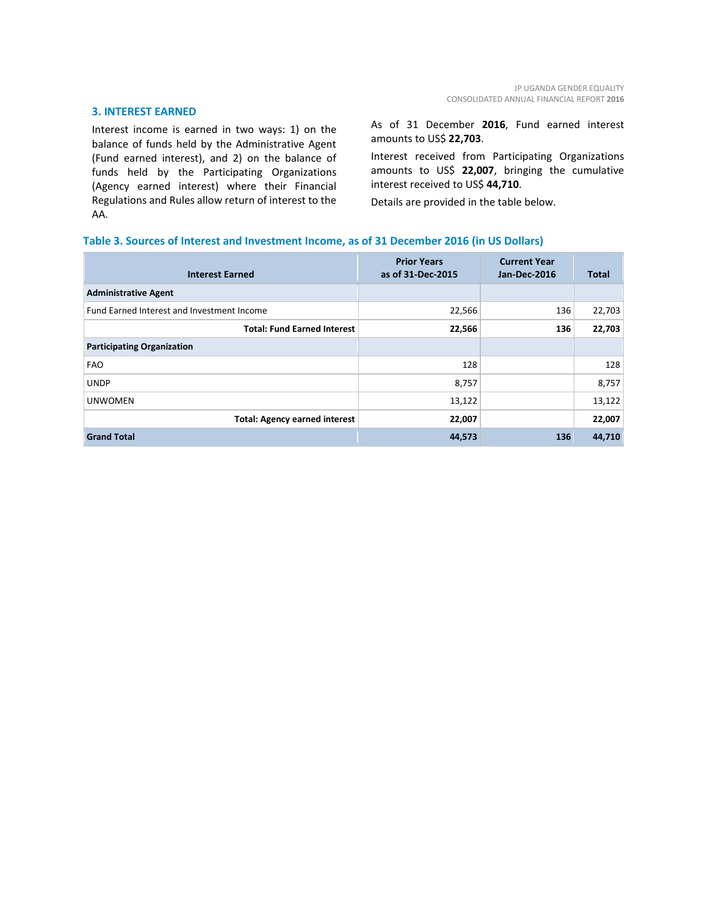## 3. INTEREST EARNED

Interest income is earned in two ways: 1) on the balance of funds held by the Administrative Agent (Fund earned interest), and 2) on the balance of funds held by the Participating Organizations (Agency earned interest) where their Financial Regulations and Rules allow return of interest to the AA.

As of 31 December **2016**, Fund earned interest amounts to US$ **22,703**.

Interest received from Participating Organizations amounts to US$ **22,007**, bringing the cumulative interest received to US$ **44,710**.

Details are provided in the table below.

### Table 3. Sources of Interest and Investment Income, as of 31 December 2016 (in US Dollars)

| Interest Earned | Prior Years as of 31-Dec-2015 | Current Year Jan-Dec-2016 | Total |
|---|---|---|---|
| **Administrative Agent** | | | |
| Fund Earned Interest and Investment Income | 22,566 | 136 | 22,703 |
| **Total: Fund Earned Interest** | **22,566** | **136** | **22,703** |
| **Participating Organization** | | | |
| FAO | 128 | | 128 |
| UNDP | 8,757 | | 8,757 |
| UNWOMEN | 13,122 | | 13,122 |
| **Total: Agency earned interest** | **22,007** | | **22,007** |
| **Grand Total** | **44,573** | **136** | **44,710** |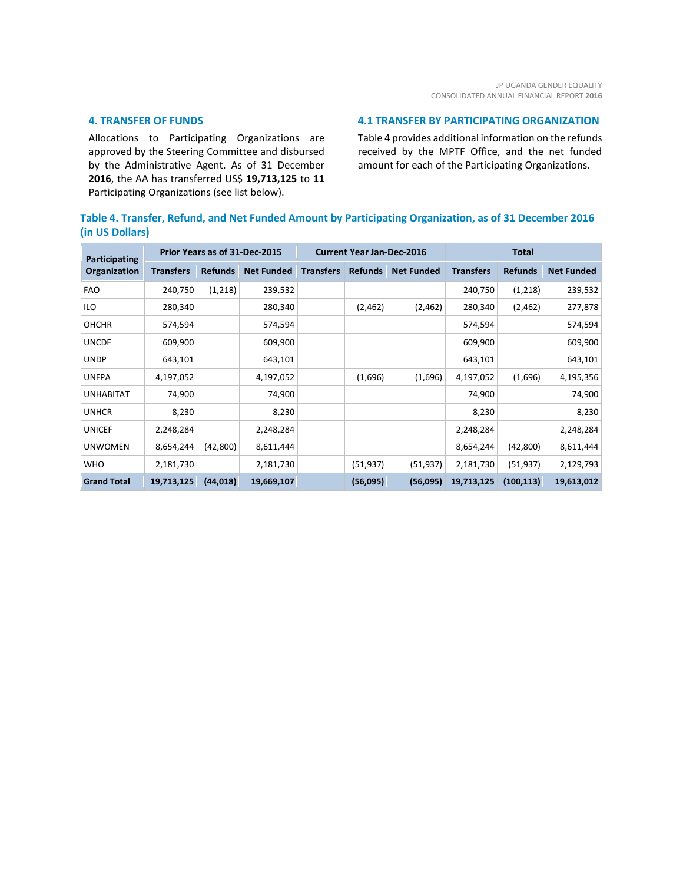## 4. TRANSFER OF FUNDS

Allocations to Participating Organizations are approved by the Steering Committee and disbursed by the Administrative Agent. As of 31 December **2016**, the AA has transferred US$ **19,713,125** to **11** Participating Organizations (see list below).

## 4.1 TRANSFER BY PARTICIPATING ORGANIZATION

Table 4 provides additional information on the refunds received by the MPTF Office, and the net funded amount for each of the Participating Organizations.

### Table 4. Transfer, Refund, and Net Funded Amount by Participating Organization, as of 31 December 2016 (in US Dollars)

| Participating Organization | Prior Years as of 31-Dec-2015 | | | Current Year Jan-Dec-2016 | | | Total | | |
|---|---|---|---|---|---|---|---|---|---|
| | Transfers | Refunds | Net Funded | Transfers | Refunds | Net Funded | Transfers | Refunds | Net Funded |
| FAO | 240,750 | (1,218) | 239,532 | | | | 240,750 | (1,218) | 239,532 |
| ILO | 280,340 | | 280,340 | | (2,462) | (2,462) | 280,340 | (2,462) | 277,878 |
| OHCHR | 574,594 | | 574,594 | | | | 574,594 | | 574,594 |
| UNCDF | 609,900 | | 609,900 | | | | 609,900 | | 609,900 |
| UNDP | 643,101 | | 643,101 | | | | 643,101 | | 643,101 |
| UNFPA | 4,197,052 | | 4,197,052 | | (1,696) | (1,696) | 4,197,052 | (1,696) | 4,195,356 |
| UNHABITAT | 74,900 | | 74,900 | | | | 74,900 | | 74,900 |
| UNHCR | 8,230 | | 8,230 | | | | 8,230 | | 8,230 |
| UNICEF | 2,248,284 | | 2,248,284 | | | | 2,248,284 | | 2,248,284 |
| UNWOMEN | 8,654,244 | (42,800) | 8,611,444 | | | | 8,654,244 | (42,800) | 8,611,444 |
| WHO | 2,181,730 | | 2,181,730 | | (51,937) | (51,937) | 2,181,730 | (51,937) | 2,129,793 |
| **Grand Total** | **19,713,125** | **(44,018)** | **19,669,107** | | **(56,095)** | **(56,095)** | **19,713,125** | **(100,113)** | **19,613,012** |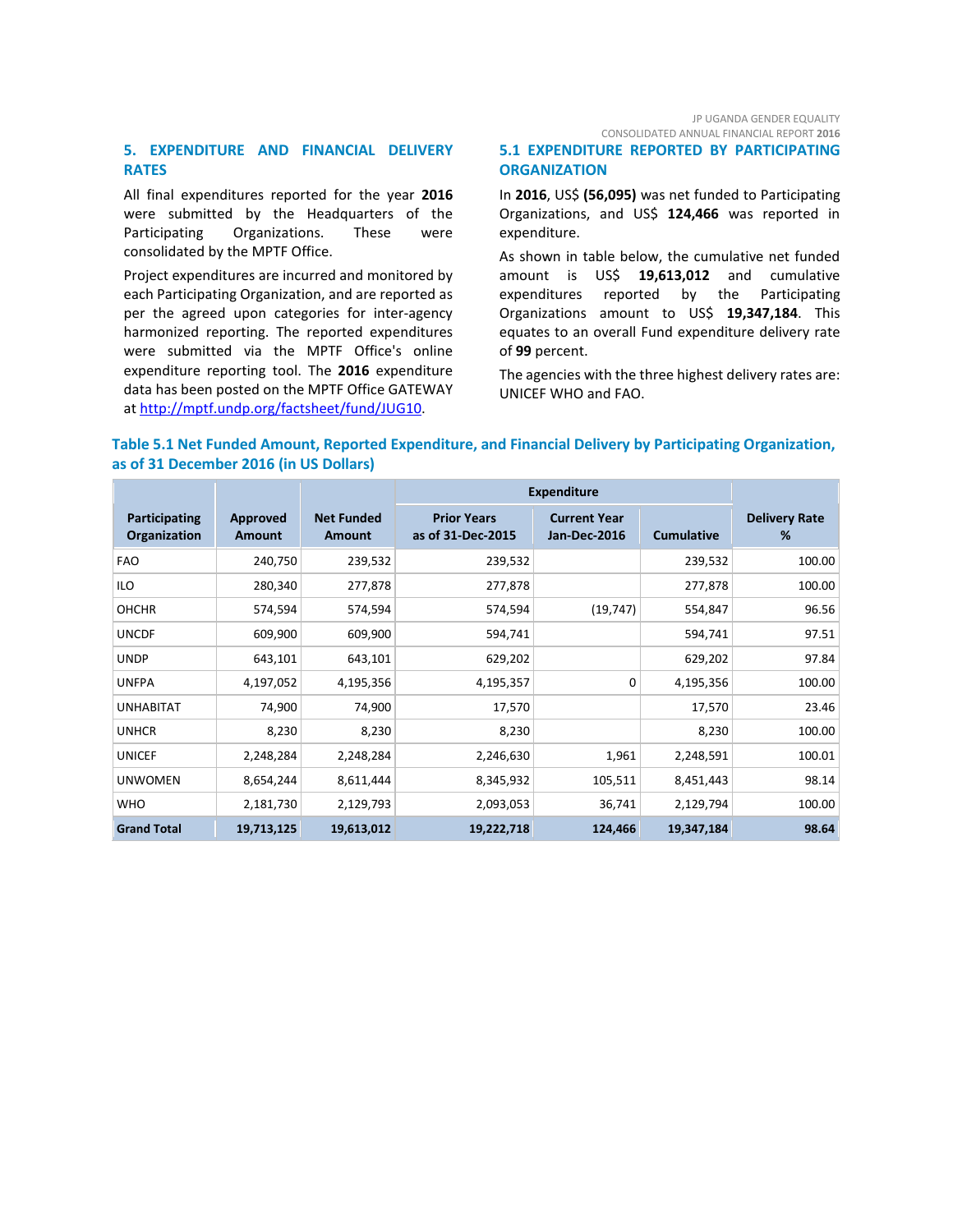## 5. EXPENDITURE AND FINANCIAL DELIVERY RATES

All final expenditures reported for the year **2016** were submitted by the Headquarters of the Participating Organizations. These were consolidated by the MPTF Office.

Project expenditures are incurred and monitored by each Participating Organization, and are reported as per the agreed upon categories for inter-agency harmonized reporting. The reported expenditures were submitted via the MPTF Office's online expenditure reporting tool. The **2016** expenditure data has been posted on the MPTF Office GATEWAY at http://mptf.undp.org/factsheet/fund/JUG10.

### 5.1 EXPENDITURE REPORTED BY PARTICIPATING ORGANIZATION

In **2016**, US$ **(56,095)** was net funded to Participating Organizations, and US$ **124,466** was reported in expenditure.

As shown in table below, the cumulative net funded amount is US$ **19,613,012** and cumulative expenditures reported by the Participating Organizations amount to US$ **19,347,184**. This equates to an overall Fund expenditure delivery rate of **99** percent.

The agencies with the three highest delivery rates are: UNICEF WHO and FAO.

**Table 5.1 Net Funded Amount, Reported Expenditure, and Financial Delivery by Participating Organization, as of 31 December 2016 (in US Dollars)**

| Participating Organization | Approved Amount | Net Funded Amount | Expenditure | | | Delivery Rate % |
|---|---|---|---|---|---|---|
| | | | Prior Years as of 31-Dec-2015 | Current Year Jan-Dec-2016 | Cumulative | |
| FAO | 240,750 | 239,532 | 239,532 | | 239,532 | 100.00 |
| ILO | 280,340 | 277,878 | 277,878 | | 277,878 | 100.00 |
| OHCHR | 574,594 | 574,594 | 574,594 | (19,747) | 554,847 | 96.56 |
| UNCDF | 609,900 | 609,900 | 594,741 | | 594,741 | 97.51 |
| UNDP | 643,101 | 643,101 | 629,202 | | 629,202 | 97.84 |
| UNFPA | 4,197,052 | 4,195,356 | 4,195,357 | 0 | 4,195,356 | 100.00 |
| UNHABITAT | 74,900 | 74,900 | 17,570 | | 17,570 | 23.46 |
| UNHCR | 8,230 | 8,230 | 8,230 | | 8,230 | 100.00 |
| UNICEF | 2,248,284 | 2,248,284 | 2,246,630 | 1,961 | 2,248,591 | 100.01 |
| UNWOMEN | 8,654,244 | 8,611,444 | 8,345,932 | 105,511 | 8,451,443 | 98.14 |
| WHO | 2,181,730 | 2,129,793 | 2,093,053 | 36,741 | 2,129,794 | 100.00 |
| **Grand Total** | **19,713,125** | **19,613,012** | **19,222,718** | **124,466** | **19,347,184** | **98.64** |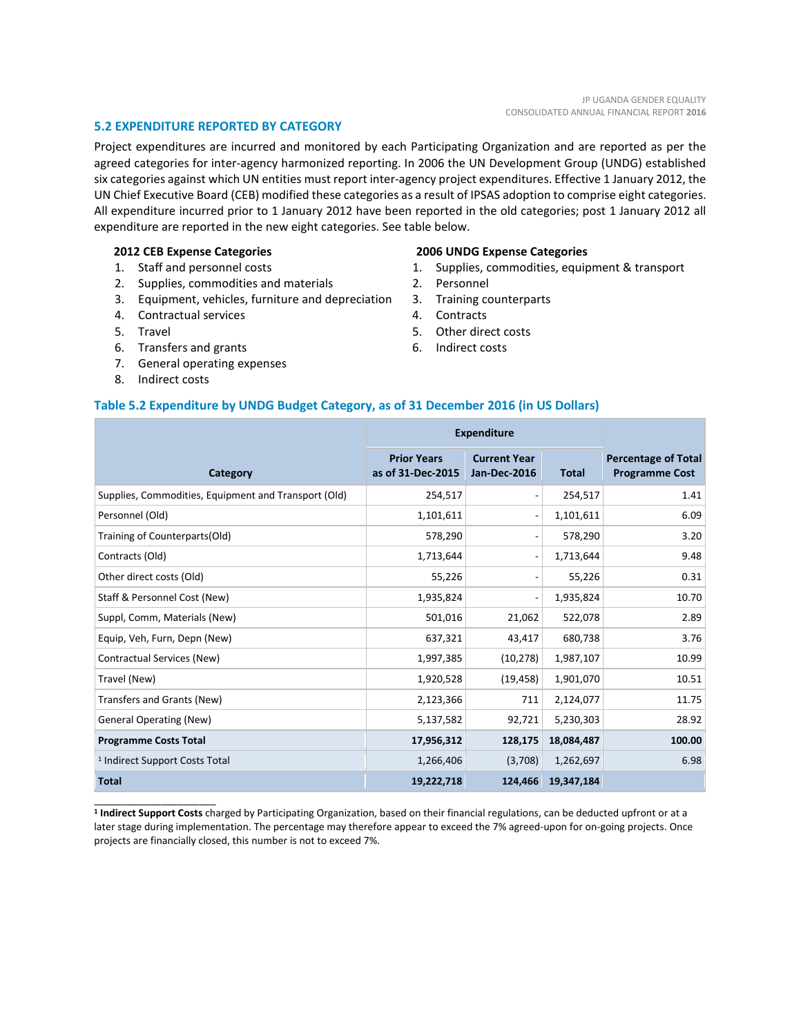## 5.2 EXPENDITURE REPORTED BY CATEGORY

Project expenditures are incurred and monitored by each Participating Organization and are reported as per the agreed categories for inter-agency harmonized reporting. In 2006 the UN Development Group (UNDG) established six categories against which UN entities must report inter-agency project expenditures. Effective 1 January 2012, the UN Chief Executive Board (CEB) modified these categories as a result of IPSAS adoption to comprise eight categories. All expenditure incurred prior to 1 January 2012 have been reported in the old categories; post 1 January 2012 all expenditure are reported in the new eight categories. See table below.

**2012 CEB Expense Categories**

1. Staff and personnel costs
2. Supplies, commodities and materials
3. Equipment, vehicles, furniture and depreciation
4. Contractual services
5. Travel
6. Transfers and grants
7. General operating expenses
8. Indirect costs

**2006 UNDG Expense Categories**

1. Supplies, commodities, equipment & transport
2. Personnel
3. Training counterparts
4. Contracts
5. Other direct costs
6. Indirect costs

### Table 5.2 Expenditure by UNDG Budget Category, as of 31 December 2016 (in US Dollars)

| Category | Expenditure | | | Percentage of Total Programme Cost |
|---|---|---|---|---|
| | Prior Years as of 31-Dec-2015 | Current Year Jan-Dec-2016 | Total | |
| Supplies, Commodities, Equipment and Transport (Old) | 254,517 | - | 254,517 | 1.41 |
| Personnel (Old) | 1,101,611 | - | 1,101,611 | 6.09 |
| Training of Counterparts(Old) | 578,290 | - | 578,290 | 3.20 |
| Contracts (Old) | 1,713,644 | - | 1,713,644 | 9.48 |
| Other direct costs (Old) | 55,226 | - | 55,226 | 0.31 |
| Staff & Personnel Cost (New) | 1,935,824 | - | 1,935,824 | 10.70 |
| Suppl, Comm, Materials (New) | 501,016 | 21,062 | 522,078 | 2.89 |
| Equip, Veh, Furn, Depn (New) | 637,321 | 43,417 | 680,738 | 3.76 |
| Contractual Services (New) | 1,997,385 | (10,278) | 1,987,107 | 10.99 |
| Travel (New) | 1,920,528 | (19,458) | 1,901,070 | 10.51 |
| Transfers and Grants (New) | 2,123,366 | 711 | 2,124,077 | 11.75 |
| General Operating (New) | 5,137,582 | 92,721 | 5,230,303 | 28.92 |
| **Programme Costs Total** | **17,956,312** | **128,175** | **18,084,487** | **100.00** |
| [1] Indirect Support Costs Total | 1,266,406 | (3,708) | 1,262,697 | 6.98 |
| **Total** | **19,222,718** | **124,466** | **19,347,184** | |

[1] **Indirect Support Costs** charged by Participating Organization, based on their financial regulations, can be deducted upfront or at a later stage during implementation. The percentage may therefore appear to exceed the 7% agreed-upon for on-going projects. Once projects are financially closed, this number is not to exceed 7%.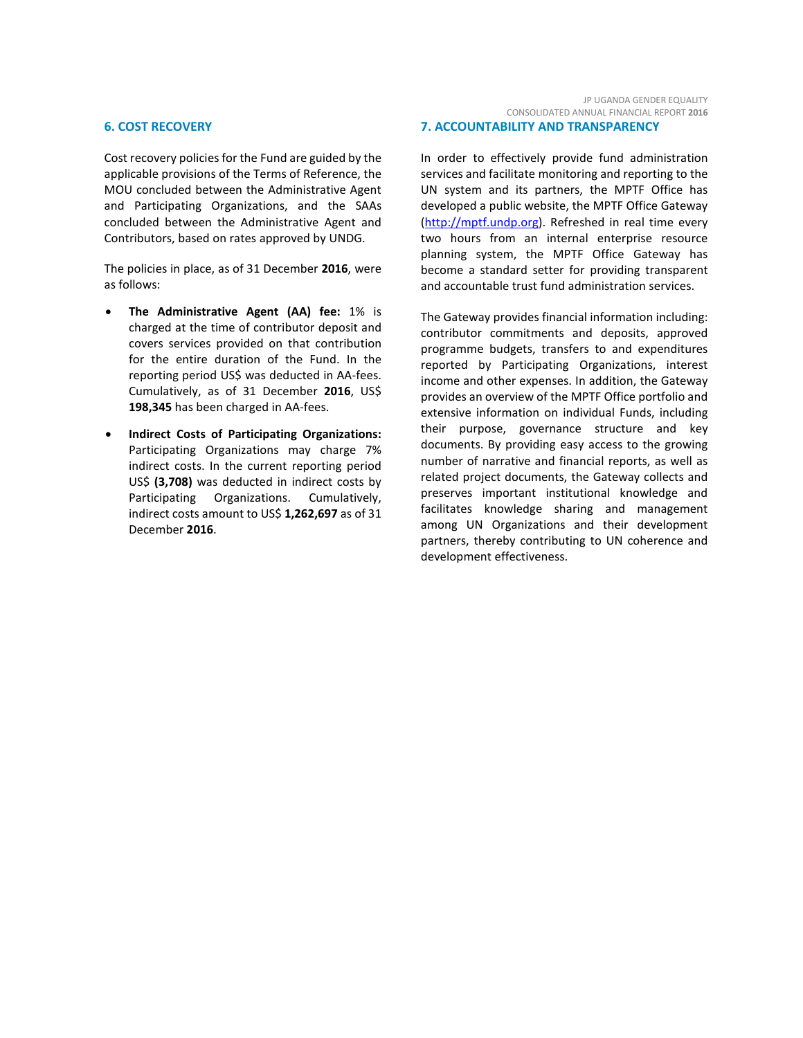## 6. COST RECOVERY

Cost recovery policies for the Fund are guided by the applicable provisions of the Terms of Reference, the MOU concluded between the Administrative Agent and Participating Organizations, and the SAAs concluded between the Administrative Agent and Contributors, based on rates approved by UNDG.

The policies in place, as of 31 December **2016**, were as follows:

- **The Administrative Agent (AA) fee:** 1% is charged at the time of contributor deposit and covers services provided on that contribution for the entire duration of the Fund. In the reporting period US$ was deducted in AA-fees. Cumulatively, as of 31 December **2016**, US$ **198,345** has been charged in AA-fees.
- **Indirect Costs of Participating Organizations:** Participating Organizations may charge 7% indirect costs. In the current reporting period US$ **(3,708)** was deducted in indirect costs by Participating Organizations. Cumulatively, indirect costs amount to US$ **1,262,697** as of 31 December **2016**.

## 7. ACCOUNTABILITY AND TRANSPARENCY

In order to effectively provide fund administration services and facilitate monitoring and reporting to the UN system and its partners, the MPTF Office has developed a public website, the MPTF Office Gateway (http://mptf.undp.org). Refreshed in real time every two hours from an internal enterprise resource planning system, the MPTF Office Gateway has become a standard setter for providing transparent and accountable trust fund administration services.

The Gateway provides financial information including: contributor commitments and deposits, approved programme budgets, transfers to and expenditures reported by Participating Organizations, interest income and other expenses. In addition, the Gateway provides an overview of the MPTF Office portfolio and extensive information on individual Funds, including their purpose, governance structure and key documents. By providing easy access to the growing number of narrative and financial reports, as well as related project documents, the Gateway collects and preserves important institutional knowledge and facilitates knowledge sharing and management among UN Organizations and their development partners, thereby contributing to UN coherence and development effectiveness.